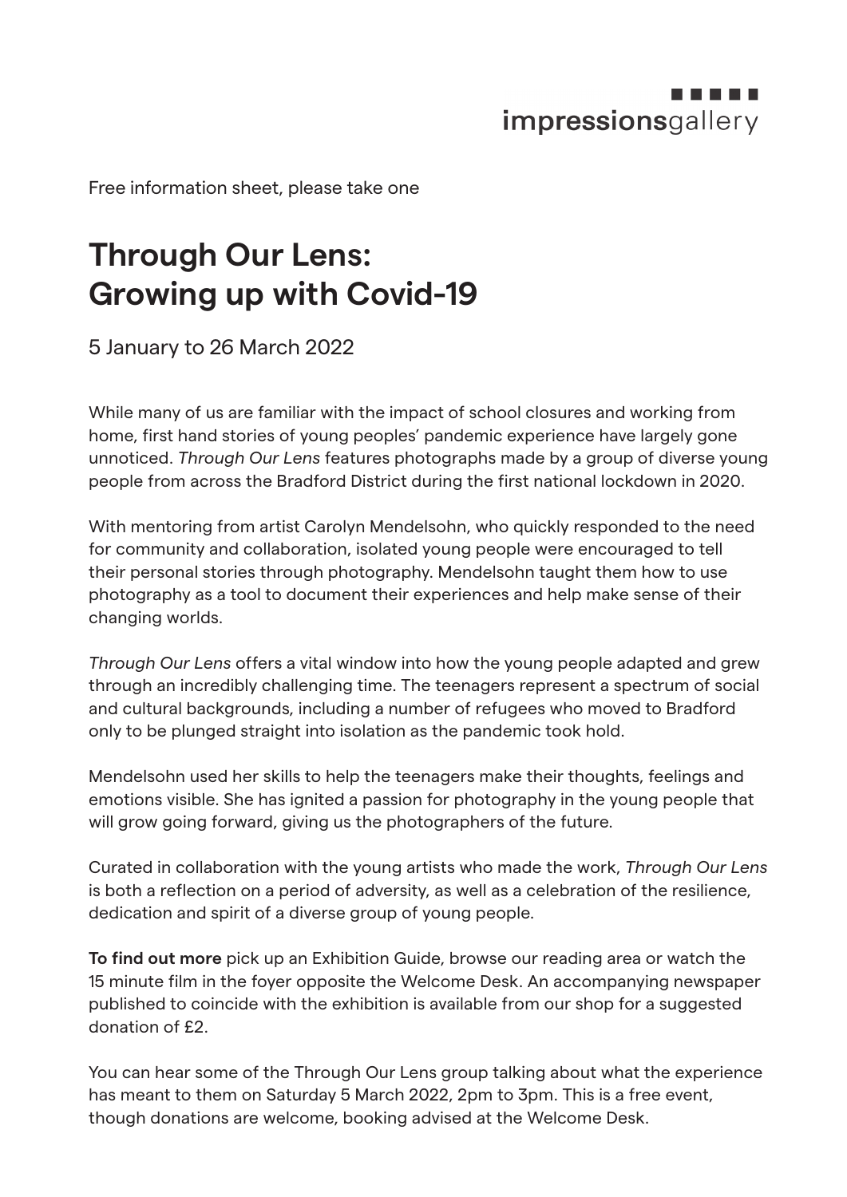impressionsgallery

Free information sheet, please take one

# Through Our Lens: Growing up with Covid-19

5 January to 26 March 2022

While many of us are familiar with the impact of school closures and working from home, first hand stories of young peoples' pandemic experience have largely gone unnoticed. *Through Our Lens* features photographs made by a group of diverse young people from across the Bradford District during the first national lockdown in 2020.

With mentoring from artist Carolyn Mendelsohn, who quickly responded to the need for community and collaboration, isolated young people were encouraged to tell their personal stories through photography. Mendelsohn taught them how to use photography as a tool to document their experiences and help make sense of their changing worlds.

*Through Our Lens* offers a vital window into how the young people adapted and grew through an incredibly challenging time. The teenagers represent a spectrum of social and cultural backgrounds, including a number of refugees who moved to Bradford only to be plunged straight into isolation as the pandemic took hold.

Mendelsohn used her skills to help the teenagers make their thoughts, feelings and emotions visible. She has ignited a passion for photography in the young people that will grow going forward, giving us the photographers of the future.

Curated in collaboration with the young artists who made the work, *Through Our Lens* is both a reflection on a period of adversity, as well as a celebration of the resilience, dedication and spirit of a diverse group of young people.

**To find out more** pick up an Exhibition Guide, browse our reading area or watch the 15 minute film in the foyer opposite the Welcome Desk. An accompanying newspaper published to coincide with the exhibition is available from our shop for a suggested donation of £2.

You can hear some of the Through Our Lens group talking about what the experience has meant to them on Saturday 5 March 2022, 2pm to 3pm. This is a free event, though donations are welcome, booking advised at the Welcome Desk.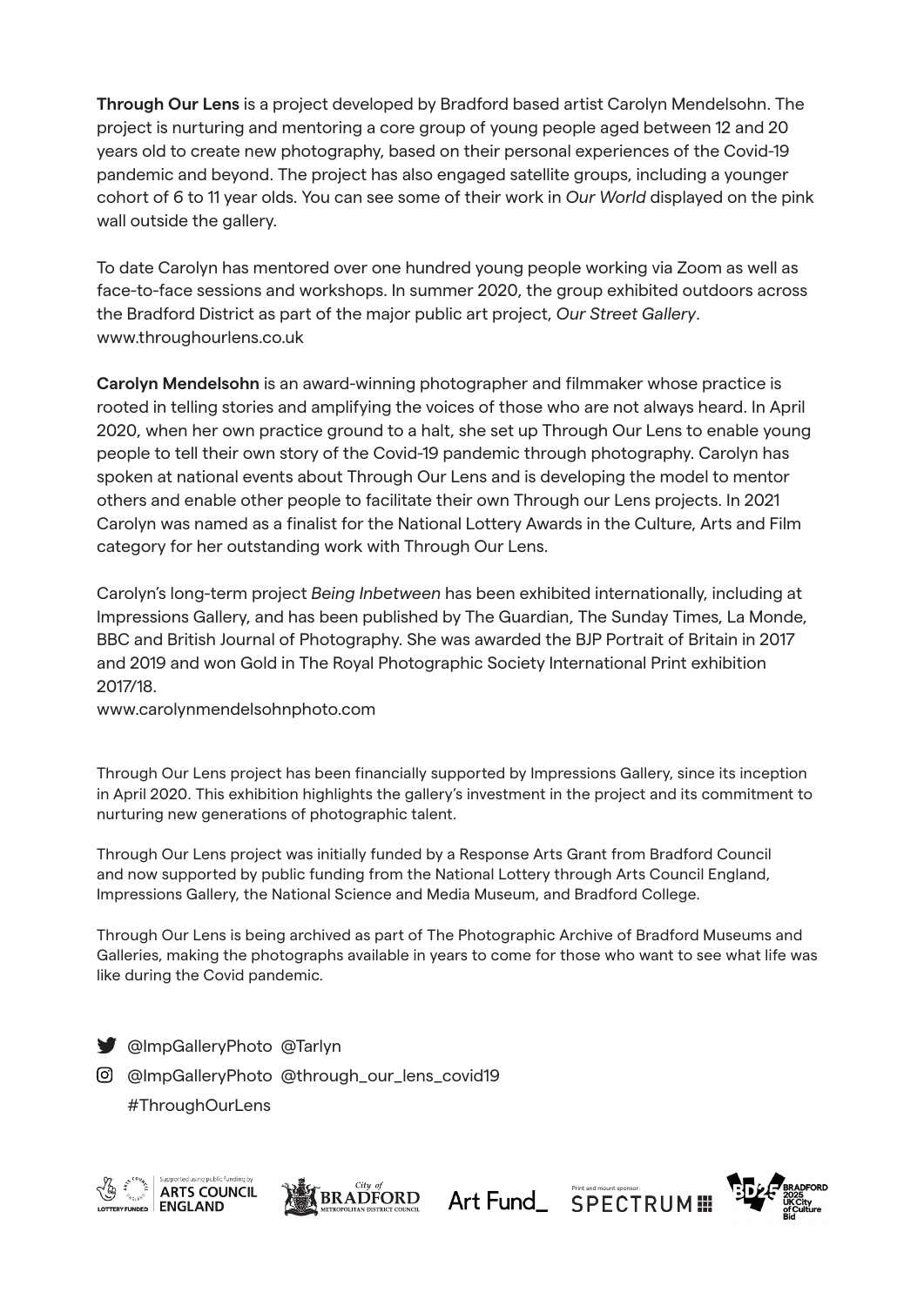**Through Our Lens** is a project developed by Bradford based artist Carolyn Mendelsohn. The project is nurturing and mentoring a core group of young people aged between 12 and 20 years old to create new photography, based on their personal experiences of the Covid-19 pandemic and beyond. The project has also engaged satellite groups, including a younger cohort of 6 to 11 year olds. You can see some of their work in *Our World* displayed on the pink wall outside the gallery.

To date Carolyn has mentored over one hundred young people working via Zoom as well as face-to-face sessions and workshops. In summer 2020, the group exhibited outdoors across the Bradford District as part of the major public art project, *Our Street Gallery*. www.throughourlens.co.uk

**Carolyn Mendelsohn** is an award-winning photographer and filmmaker whose practice is rooted in telling stories and amplifying the voices of those who are not always heard. In April 2020, when her own practice ground to a halt, she set up Through Our Lens to enable young people to tell their own story of the Covid-19 pandemic through photography. Carolyn has spoken at national events about Through Our Lens and is developing the model to mentor others and enable other people to facilitate their own Through our Lens projects. In 2021 Carolyn was named as a finalist for the National Lottery Awards in the Culture, Arts and Film category for her outstanding work with Through Our Lens.

Carolyn's long-term project *Being Inbetween* has been exhibited internationally, including at Impressions Gallery, and has been published by The Guardian, The Sunday Times, La Monde, BBC and British Journal of Photography. She was awarded the BJP Portrait of Britain in 2017 and 2019 and won Gold in The Royal Photographic Society International Print exhibition 2017/18.
www.carolynmendelsohnphoto.com

Through Our Lens project has been financially supported by Impressions Gallery, since its inception in April 2020. This exhibition highlights the gallery's investment in the project and its commitment to nurturing new generations of photographic talent.

Through Our Lens project was initially funded by a Response Arts Grant from Bradford Council and now supported by public funding from the National Lottery through Arts Council England, Impressions Gallery, the National Science and Media Museum, and Bradford College.

Through Our Lens is being archived as part of The Photographic Archive of Bradford Museums and Galleries, making the photographs available in years to come for those who want to see what life was like during the Covid pandemic.

@ImpGalleryPhoto @Tarlyn

@ImpGalleryPhoto @through_our_lens_covid19

#ThroughOurLens

Supported using public funding by ARTS COUNCIL ENGLAND · LOTTERY FUNDED

City of BRADFORD METROPOLITAN DISTRICT COUNCIL

Art Fund_

Print and mount sponsor: SPECTRUM

BD25 BRADFORD 2025 UK City of Culture Bid